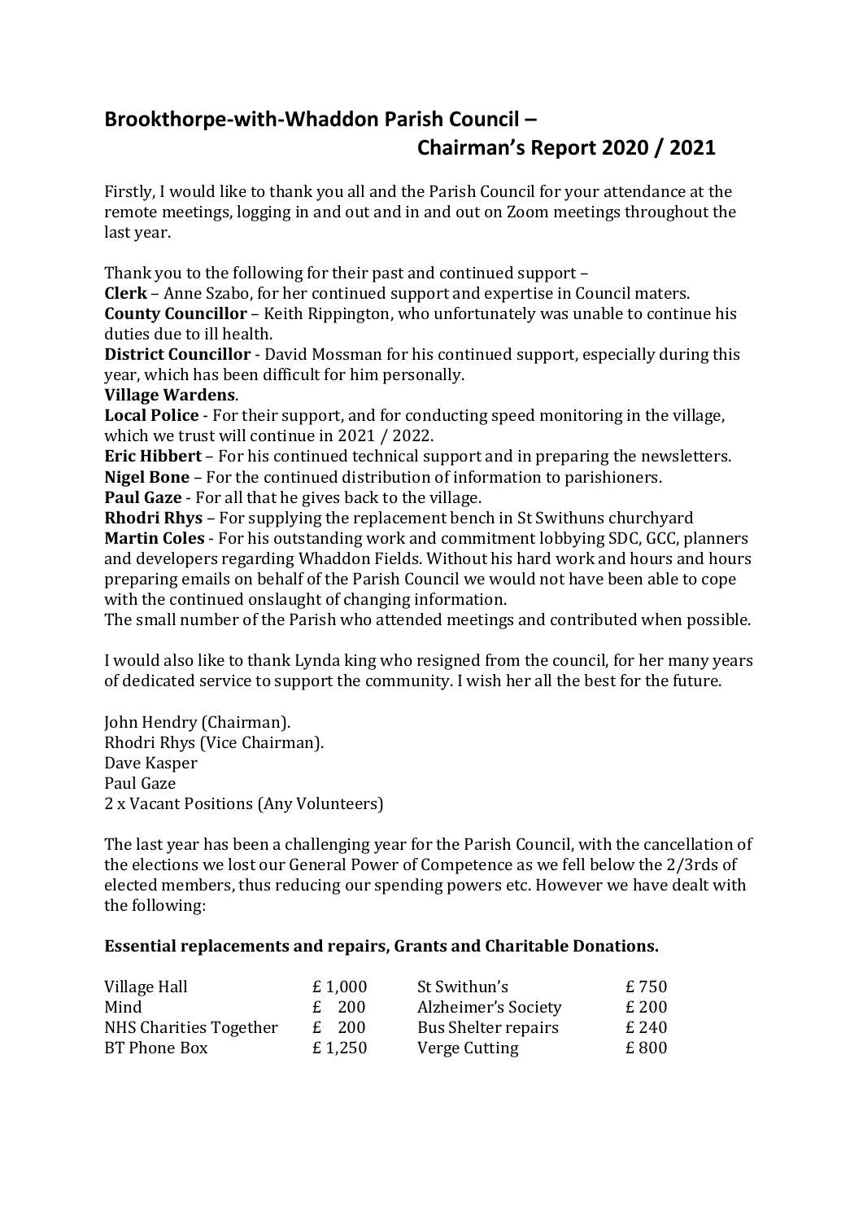# Brookthorpe-with-Whaddon Parish Council – Chairman's Report 2020 / 2021

Firstly, I would like to thank you all and the Parish Council for your attendance at the remote meetings, logging in and out and in and out on Zoom meetings throughout the last year.

Thank you to the following for their past and continued support –

**Clerk** – Anne Szabo, for her continued support and expertise in Council maters.

**County Councillor** – Keith Rippington, who unfortunately was unable to continue his duties due to ill health.

**District Councillor** - David Mossman for his continued support, especially during this year, which has been difficult for him personally.

**Village Wardens**.

**Local Police** - For their support, and for conducting speed monitoring in the village, which we trust will continue in 2021 / 2022.

**Eric Hibbert** – For his continued technical support and in preparing the newsletters.

**Nigel Bone** – For the continued distribution of information to parishioners.

**Paul Gaze** - For all that he gives back to the village.

**Rhodri Rhys** – For supplying the replacement bench in St Swithuns churchyard

**Martin Coles** - For his outstanding work and commitment lobbying SDC, GCC, planners and developers regarding Whaddon Fields. Without his hard work and hours and hours preparing emails on behalf of the Parish Council we would not have been able to cope with the continued onslaught of changing information.

The small number of the Parish who attended meetings and contributed when possible.

I would also like to thank Lynda king who resigned from the council, for her many years of dedicated service to support the community. I wish her all the best for the future.

John Hendry (Chairman).
Rhodri Rhys (Vice Chairman).
Dave Kasper
Paul Gaze
2 x Vacant Positions (Any Volunteers)

The last year has been a challenging year for the Parish Council, with the cancellation of the elections we lost our General Power of Competence as we fell below the 2/3rds of elected members, thus reducing our spending powers etc. However we have dealt with the following:

**Essential replacements and repairs, Grants and Charitable Donations.**

| | | | |
|---|---|---|---|
| Village Hall | £ 1,000 | St Swithun's | £ 750 |
| Mind | £ 200 | Alzheimer's Society | £ 200 |
| NHS Charities Together | £ 200 | Bus Shelter repairs | £ 240 |
| BT Phone Box | £ 1,250 | Verge Cutting | £ 800 |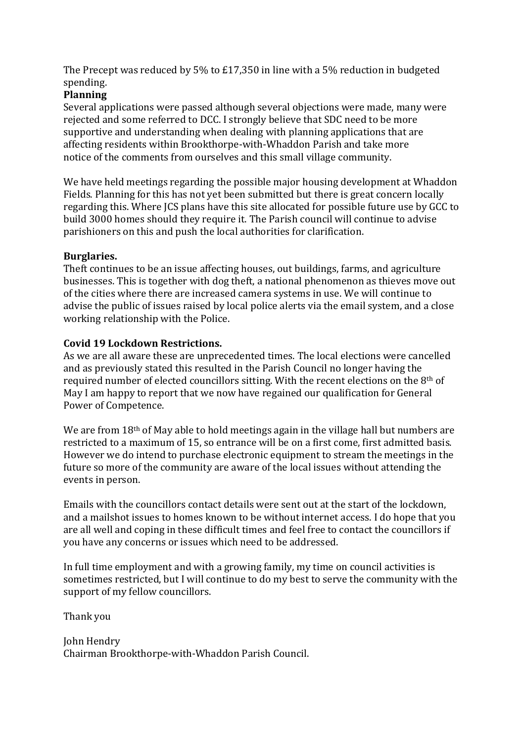The Precept was reduced by 5% to £17,350 in line with a 5% reduction in budgeted spending.

**Planning**

Several applications were passed although several objections were made, many were rejected and some referred to DCC. I strongly believe that SDC need to be more supportive and understanding when dealing with planning applications that are affecting residents within Brookthorpe-with-Whaddon Parish and take more notice of the comments from ourselves and this small village community.

We have held meetings regarding the possible major housing development at Whaddon Fields. Planning for this has not yet been submitted but there is great concern locally regarding this. Where JCS plans have this site allocated for possible future use by GCC to build 3000 homes should they require it. The Parish council will continue to advise parishioners on this and push the local authorities for clarification.

**Burglaries.**

Theft continues to be an issue affecting houses, out buildings, farms, and agriculture businesses. This is together with dog theft, a national phenomenon as thieves move out of the cities where there are increased camera systems in use. We will continue to advise the public of issues raised by local police alerts via the email system, and a close working relationship with the Police.

**Covid 19 Lockdown Restrictions.**

As we are all aware these are unprecedented times. The local elections were cancelled and as previously stated this resulted in the Parish Council no longer having the required number of elected councillors sitting. With the recent elections on the 8th of May I am happy to report that we now have regained our qualification for General Power of Competence.

We are from 18th of May able to hold meetings again in the village hall but numbers are restricted to a maximum of 15, so entrance will be on a first come, first admitted basis. However we do intend to purchase electronic equipment to stream the meetings in the future so more of the community are aware of the local issues without attending the events in person.

Emails with the councillors contact details were sent out at the start of the lockdown, and a mailshot issues to homes known to be without internet access. I do hope that you are all well and coping in these difficult times and feel free to contact the councillors if you have any concerns or issues which need to be addressed.

In full time employment and with a growing family, my time on council activities is sometimes restricted, but I will continue to do my best to serve the community with the support of my fellow councillors.

Thank you

John Hendry
Chairman Brookthorpe-with-Whaddon Parish Council.